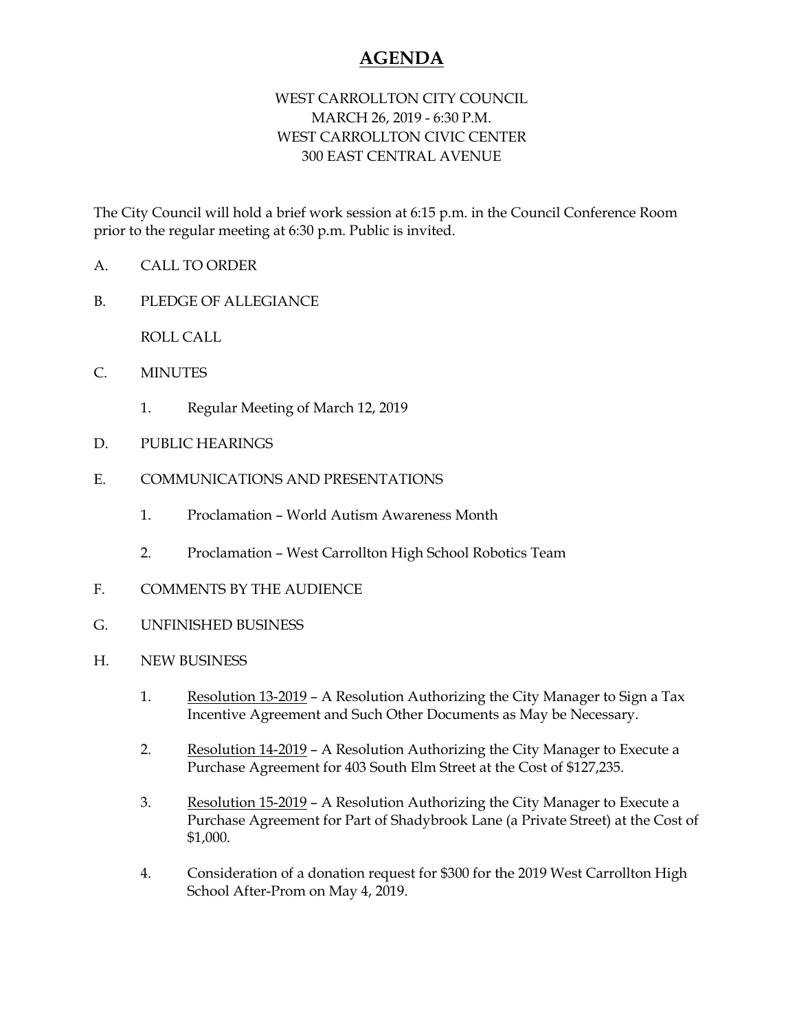# AGENDA

WEST CARROLLTON CITY COUNCIL
MARCH 26, 2019 - 6:30 P.M.
WEST CARROLLTON CIVIC CENTER
300 EAST CENTRAL AVENUE

The City Council will hold a brief work session at 6:15 p.m. in the Council Conference Room prior to the regular meeting at 6:30 p.m. Public is invited.

A. CALL TO ORDER

B. PLEDGE OF ALLEGIANCE

   ROLL CALL

C. MINUTES

   1. Regular Meeting of March 12, 2019

D. PUBLIC HEARINGS

E. COMMUNICATIONS AND PRESENTATIONS

   1. Proclamation – World Autism Awareness Month

   2. Proclamation – West Carrollton High School Robotics Team

F. COMMENTS BY THE AUDIENCE

G. UNFINISHED BUSINESS

H. NEW BUSINESS

   1. <u>Resolution 13-2019</u> – A Resolution Authorizing the City Manager to Sign a Tax Incentive Agreement and Such Other Documents as May be Necessary.

   2. <u>Resolution 14-2019</u> – A Resolution Authorizing the City Manager to Execute a Purchase Agreement for 403 South Elm Street at the Cost of $127,235.

   3. <u>Resolution 15-2019</u> – A Resolution Authorizing the City Manager to Execute a Purchase Agreement for Part of Shadybrook Lane (a Private Street) at the Cost of $1,000.

   4. Consideration of a donation request for $300 for the 2019 West Carrollton High School After-Prom on May 4, 2019.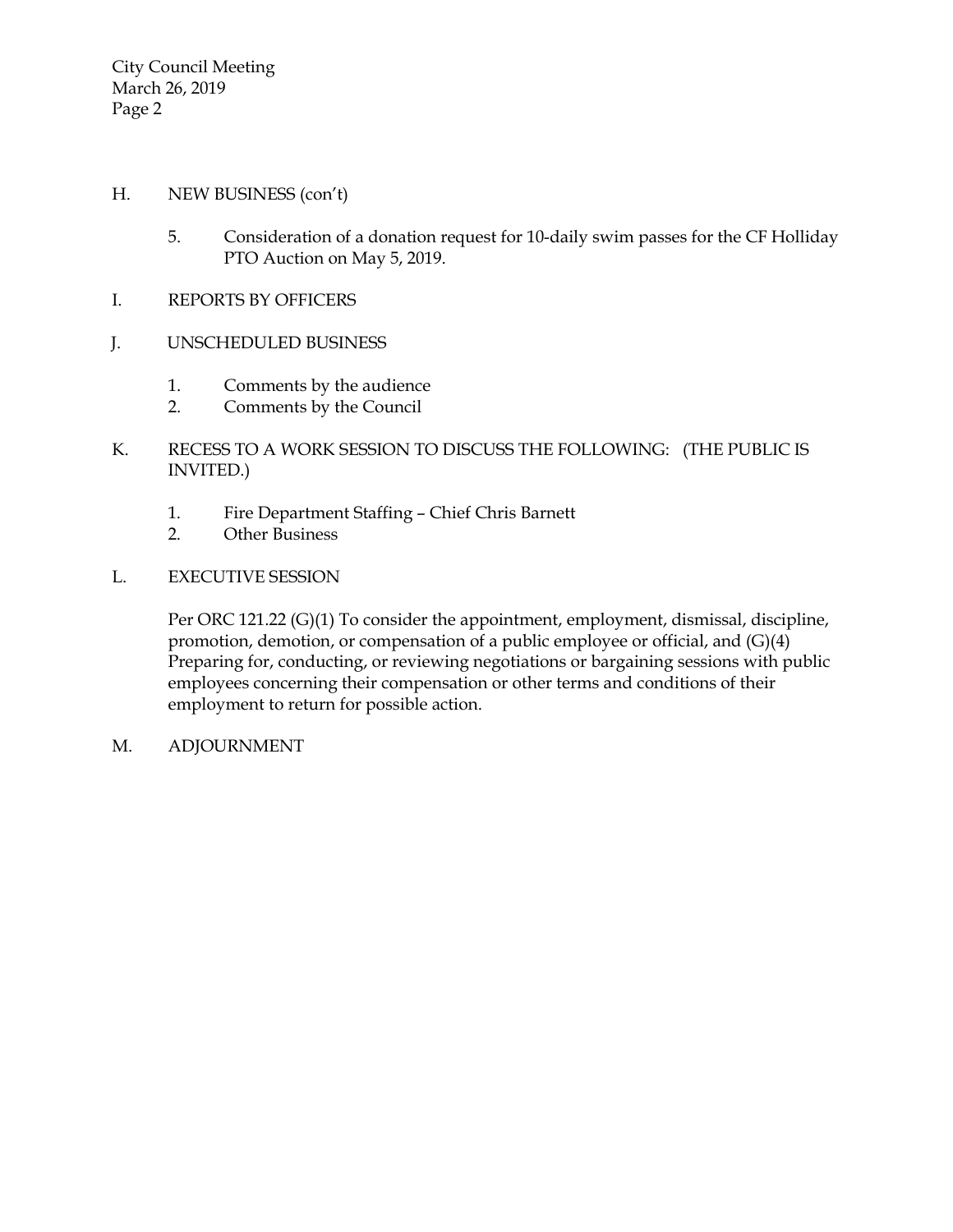H. NEW BUSINESS (con't)

5. Consideration of a donation request for 10-daily swim passes for the CF Holliday PTO Auction on May 5, 2019.

I. REPORTS BY OFFICERS

J. UNSCHEDULED BUSINESS

1. Comments by the audience
2. Comments by the Council

K. RECESS TO A WORK SESSION TO DISCUSS THE FOLLOWING: (THE PUBLIC IS INVITED.)

1. Fire Department Staffing – Chief Chris Barnett
2. Other Business

L. EXECUTIVE SESSION

Per ORC 121.22 (G)(1) To consider the appointment, employment, dismissal, discipline, promotion, demotion, or compensation of a public employee or official, and (G)(4) Preparing for, conducting, or reviewing negotiations or bargaining sessions with public employees concerning their compensation or other terms and conditions of their employment to return for possible action.

M. ADJOURNMENT